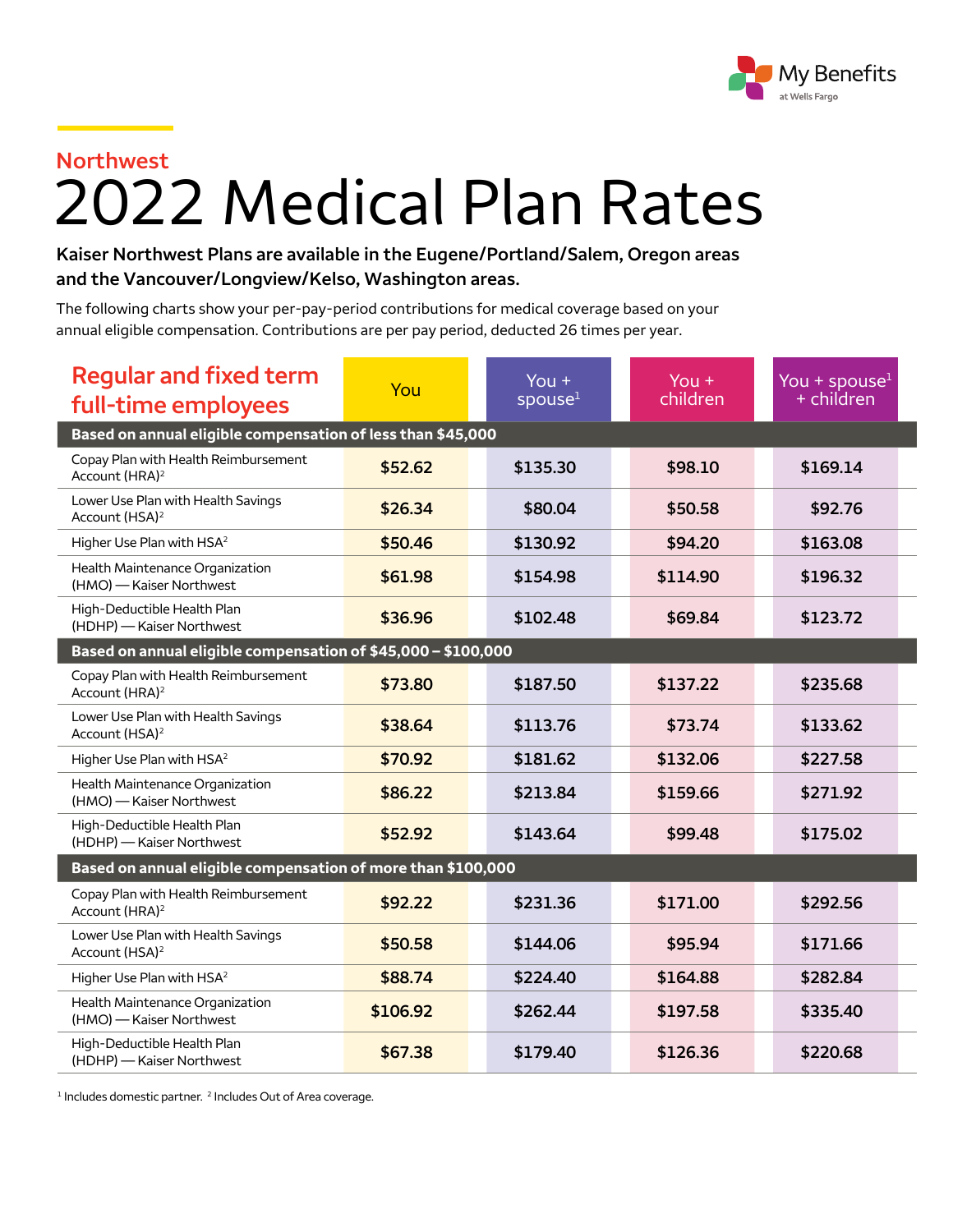My Benefits at Wells Fargo

## Northwest

# 2022 Medical Plan Rates

**Kaiser Northwest Plans are available in the Eugene/Portland/Salem, Oregon areas and the Vancouver/Longview/Kelso, Washington areas.**

The following charts show your per-pay-period contributions for medical coverage based on your annual eligible compensation. Contributions are per pay period, deducted 26 times per year.

| Regular and fixed term full-time employees | You | You + spouse[1] | You + children | You + spouse[1] + children |
|---|---|---|---|---|
| **Based on annual eligible compensation of less than $45,000** | | | | |
| Copay Plan with Health Reimbursement Account (HRA)[2] | $52.62 | $135.30 | $98.10 | $169.14 |
| Lower Use Plan with Health Savings Account (HSA)[2] | $26.34 | $80.04 | $50.58 | $92.76 |
| Higher Use Plan with HSA[2] | $50.46 | $130.92 | $94.20 | $163.08 |
| Health Maintenance Organization (HMO) — Kaiser Northwest | $61.98 | $154.98 | $114.90 | $196.32 |
| High-Deductible Health Plan (HDHP) — Kaiser Northwest | $36.96 | $102.48 | $69.84 | $123.72 |
| **Based on annual eligible compensation of $45,000 – $100,000** | | | | |
| Copay Plan with Health Reimbursement Account (HRA)[2] | $73.80 | $187.50 | $137.22 | $235.68 |
| Lower Use Plan with Health Savings Account (HSA)[2] | $38.64 | $113.76 | $73.74 | $133.62 |
| Higher Use Plan with HSA[2] | $70.92 | $181.62 | $132.06 | $227.58 |
| Health Maintenance Organization (HMO) — Kaiser Northwest | $86.22 | $213.84 | $159.66 | $271.92 |
| High-Deductible Health Plan (HDHP) — Kaiser Northwest | $52.92 | $143.64 | $99.48 | $175.02 |
| **Based on annual eligible compensation of more than $100,000** | | | | |
| Copay Plan with Health Reimbursement Account (HRA)[2] | $92.22 | $231.36 | $171.00 | $292.56 |
| Lower Use Plan with Health Savings Account (HSA)[2] | $50.58 | $144.06 | $95.94 | $171.66 |
| Higher Use Plan with HSA[2] | $88.74 | $224.40 | $164.88 | $282.84 |
| Health Maintenance Organization (HMO) — Kaiser Northwest | $106.92 | $262.44 | $197.58 | $335.40 |
| High-Deductible Health Plan (HDHP) — Kaiser Northwest | $67.38 | $179.40 | $126.36 | $220.68 |

[1] Includes domestic partner. [2] Includes Out of Area coverage.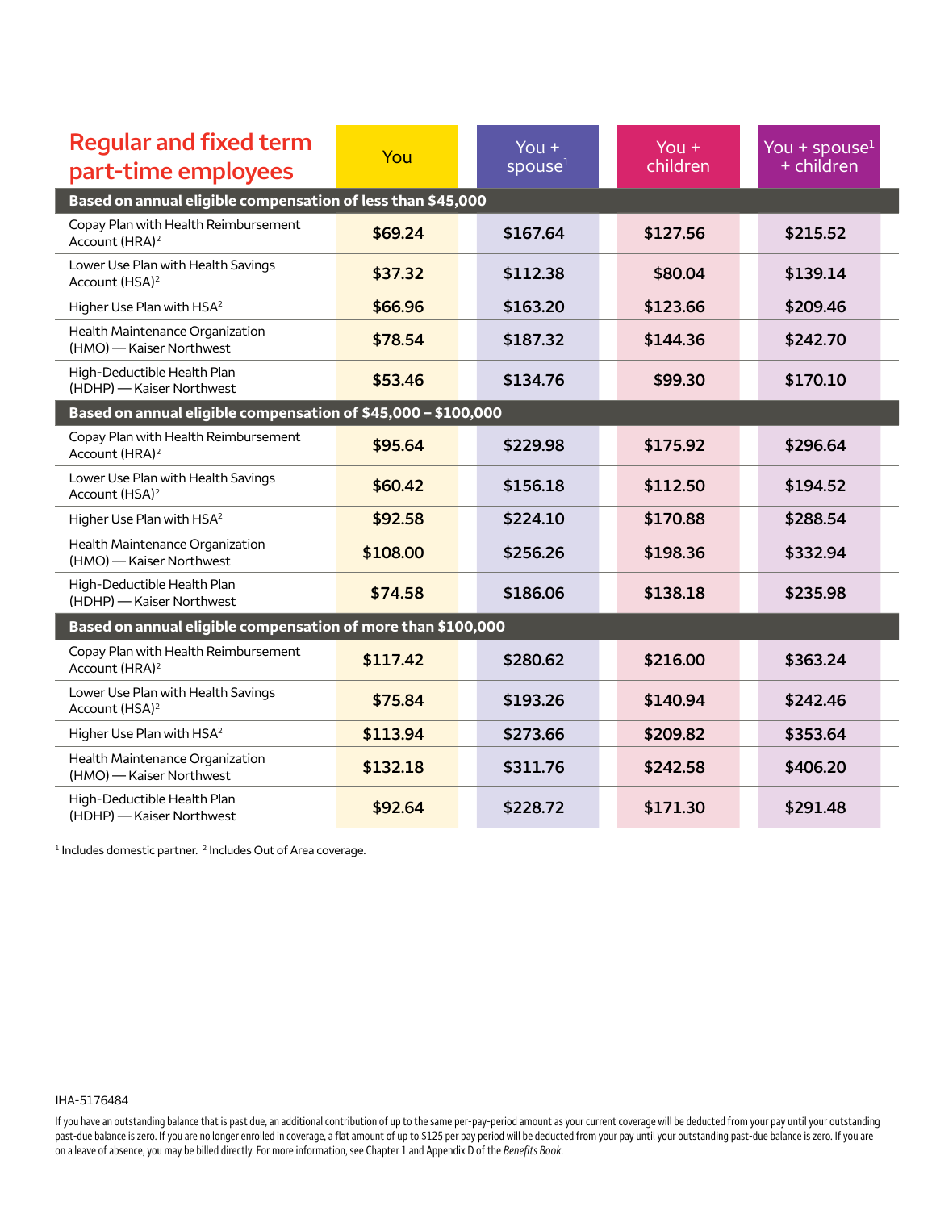| Regular and fixed term part-time employees | You | You + spouse[1] | You + children | You + spouse[1] + children |
|---|---|---|---|---|
| **Based on annual eligible compensation of less than $45,000** | | | | |
| Copay Plan with Health Reimbursement Account (HRA)[2] | $69.24 | $167.64 | $127.56 | $215.52 |
| Lower Use Plan with Health Savings Account (HSA)[2] | $37.32 | $112.38 | $80.04 | $139.14 |
| Higher Use Plan with HSA[2] | $66.96 | $163.20 | $123.66 | $209.46 |
| Health Maintenance Organization (HMO) — Kaiser Northwest | $78.54 | $187.32 | $144.36 | $242.70 |
| High-Deductible Health Plan (HDHP) — Kaiser Northwest | $53.46 | $134.76 | $99.30 | $170.10 |
| **Based on annual eligible compensation of $45,000 – $100,000** | | | | |
| Copay Plan with Health Reimbursement Account (HRA)[2] | $95.64 | $229.98 | $175.92 | $296.64 |
| Lower Use Plan with Health Savings Account (HSA)[2] | $60.42 | $156.18 | $112.50 | $194.52 |
| Higher Use Plan with HSA[2] | $92.58 | $224.10 | $170.88 | $288.54 |
| Health Maintenance Organization (HMO) — Kaiser Northwest | $108.00 | $256.26 | $198.36 | $332.94 |
| High-Deductible Health Plan (HDHP) — Kaiser Northwest | $74.58 | $186.06 | $138.18 | $235.98 |
| **Based on annual eligible compensation of more than $100,000** | | | | |
| Copay Plan with Health Reimbursement Account (HRA)[2] | $117.42 | $280.62 | $216.00 | $363.24 |
| Lower Use Plan with Health Savings Account (HSA)[2] | $75.84 | $193.26 | $140.94 | $242.46 |
| Higher Use Plan with HSA[2] | $113.94 | $273.66 | $209.82 | $353.64 |
| Health Maintenance Organization (HMO) — Kaiser Northwest | $132.18 | $311.76 | $242.58 | $406.20 |
| High-Deductible Health Plan (HDHP) — Kaiser Northwest | $92.64 | $228.72 | $171.30 | $291.48 |

[1] Includes domestic partner. [2] Includes Out of Area coverage.

IHA-5176484

If you have an outstanding balance that is past due, an additional contribution of up to the same per-pay-period amount as your current coverage will be deducted from your pay until your outstanding past-due balance is zero. If you are no longer enrolled in coverage, a flat amount of up to $125 per pay period will be deducted from your pay until your outstanding past-due balance is zero. If you are on a leave of absence, you may be billed directly. For more information, see Chapter 1 and Appendix D of the *Benefits Book*.